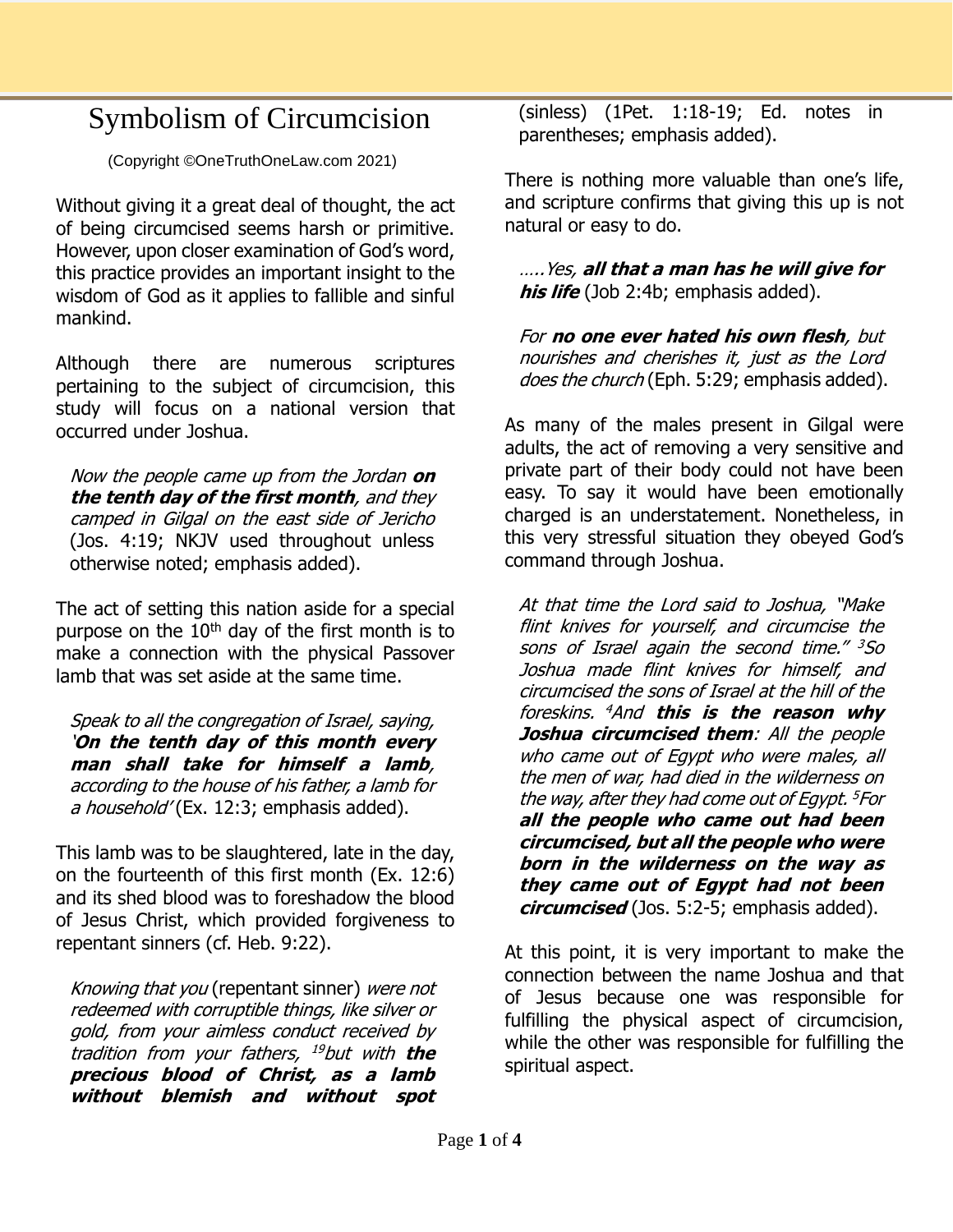# Symbolism of Circumcision

(Copyright ©OneTruthOneLaw.com 2021)

Without giving it a great deal of thought, the act of being circumcised seems harsh or primitive. However, upon closer examination of God's word, this practice provides an important insight to the wisdom of God as it applies to fallible and sinful mankind.

Although there are numerous scriptures pertaining to the subject of circumcision, this study will focus on a national version that occurred under Joshua.

> *Now the people came up from the Jordan* ***on the tenth day of the first month****, and they camped in Gilgal on the east side of Jericho* (Jos. 4:19; NKJV used throughout unless otherwise noted; emphasis added).

The act of setting this nation aside for a special purpose on the 10th day of the first month is to make a connection with the physical Passover lamb that was set aside at the same time.

> *Speak to all the congregation of Israel, saying, '****On the tenth day of this month every man shall take for himself a lamb****, according to the house of his father, a lamb for a household'* (Ex. 12:3; emphasis added).

This lamb was to be slaughtered, late in the day, on the fourteenth of this first month (Ex. 12:6) and its shed blood was to foreshadow the blood of Jesus Christ, which provided forgiveness to repentant sinners (cf. Heb. 9:22).

> *Knowing that you* (repentant sinner) *were not redeemed with corruptible things, like silver or gold, from your aimless conduct received by tradition from your fathers, [19]but with* ***the precious blood of Christ, as a lamb without blemish and without spot*** (sinless) (1Pet. 1:18-19; Ed. notes in parentheses; emphasis added).

There is nothing more valuable than one's life, and scripture confirms that giving this up is not natural or easy to do.

> *.....Yes,* ***all that a man has he will give for his life*** (Job 2:4b; emphasis added).

> *For* ***no one ever hated his own flesh****, but nourishes and cherishes it, just as the Lord does the church* (Eph. 5:29; emphasis added).

As many of the males present in Gilgal were adults, the act of removing a very sensitive and private part of their body could not have been easy. To say it would have been emotionally charged is an understatement. Nonetheless, in this very stressful situation they obeyed God's command through Joshua.

> *At that time the Lord said to Joshua, "Make flint knives for yourself, and circumcise the sons of Israel again the second time." [3]So Joshua made flint knives for himself, and circumcised the sons of Israel at the hill of the foreskins. [4]And* ***this is the reason why Joshua circumcised them****: All the people who came out of Egypt who were males, all the men of war, had died in the wilderness on the way, after they had come out of Egypt. [5]For* ***all the people who came out had been circumcised, but all the people who were born in the wilderness on the way as they came out of Egypt had not been circumcised*** (Jos. 5:2-5; emphasis added).

At this point, it is very important to make the connection between the name Joshua and that of Jesus because one was responsible for fulfilling the physical aspect of circumcision, while the other was responsible for fulfilling the spiritual aspect.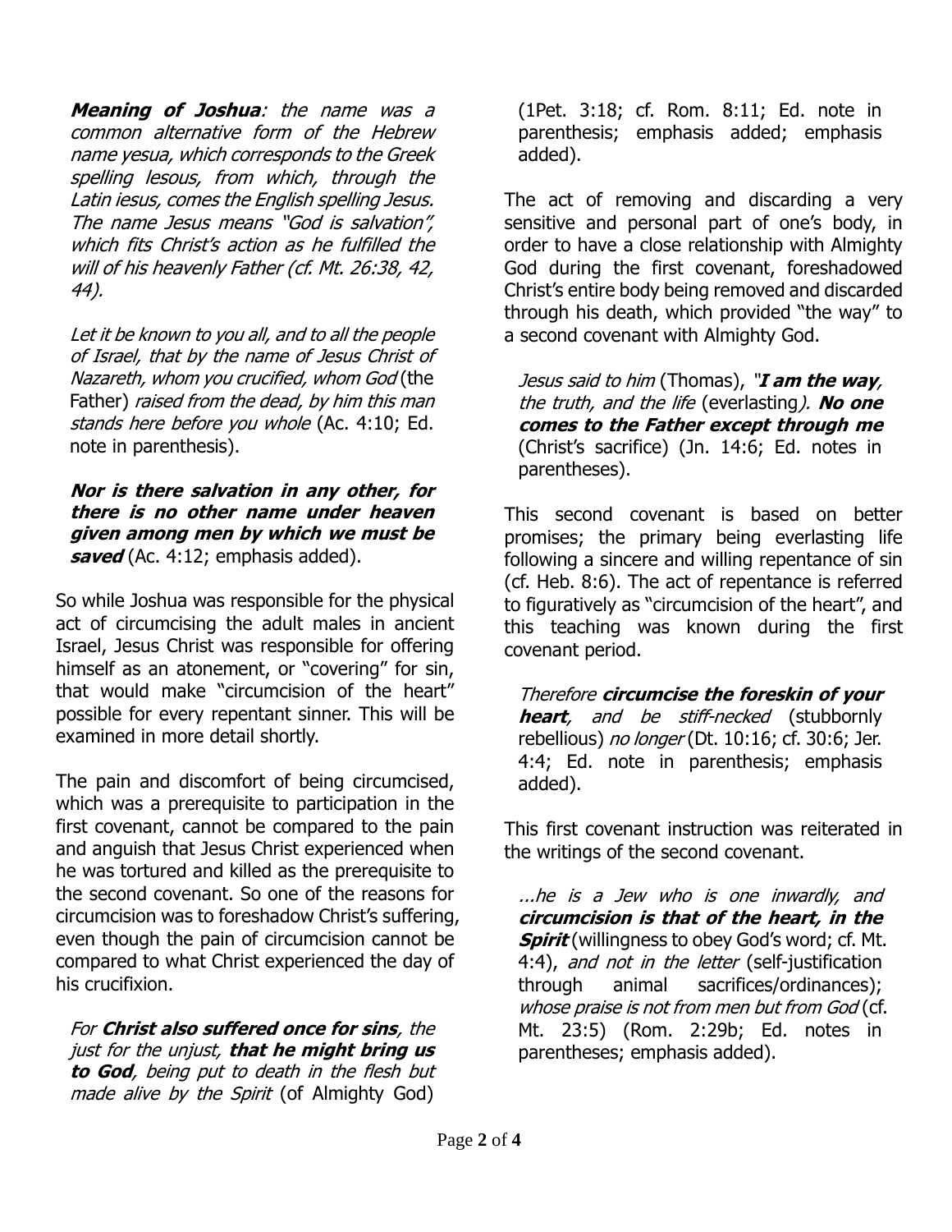***Meaning of Joshua**: the name was a common alternative form of the Hebrew name yesua, which corresponds to the Greek spelling Iesous, from which, through the Latin iesus, comes the English spelling Jesus. The name Jesus means "God is salvation", which fits Christ's action as he fulfilled the will of his heavenly Father (cf. Mt. 26:38, 42, 44).*

> *Let it be known to you all, and to all the people of Israel, that by the name of Jesus Christ of Nazareth, whom you crucified, whom God* (the Father) *raised from the dead, by him this man stands here before you whole* (Ac. 4:10; Ed. note in parenthesis).

> ***Nor is there salvation in any other, for there is no other name under heaven given among men by which we must be saved*** (Ac. 4:12; emphasis added).

So while Joshua was responsible for the physical act of circumcising the adult males in ancient Israel, Jesus Christ was responsible for offering himself as an atonement, or "covering" for sin, that would make "circumcision of the heart" possible for every repentant sinner. This will be examined in more detail shortly.

The pain and discomfort of being circumcised, which was a prerequisite to participation in the first covenant, cannot be compared to the pain and anguish that Jesus Christ experienced when he was tortured and killed as the prerequisite to the second covenant. So one of the reasons for circumcision was to foreshadow Christ's suffering, even though the pain of circumcision cannot be compared to what Christ experienced the day of his crucifixion.

> *For **Christ also suffered once for sins**, the just for the unjust, **that he might bring us to God**, being put to death in the flesh but made alive by the Spirit* (of Almighty God) (1Pet. 3:18; cf. Rom. 8:11; Ed. note in parenthesis; emphasis added; emphasis added).

The act of removing and discarding a very sensitive and personal part of one's body, in order to have a close relationship with Almighty God during the first covenant, foreshadowed Christ's entire body being removed and discarded through his death, which provided "the way" to a second covenant with Almighty God.

> *Jesus said to him* (Thomas), *"**I am the way**, the truth, and the life* (everlasting*). **No one comes to the Father except through me*** (Christ's sacrifice) (Jn. 14:6; Ed. notes in parentheses).

This second covenant is based on better promises; the primary being everlasting life following a sincere and willing repentance of sin (cf. Heb. 8:6). The act of repentance is referred to figuratively as "circumcision of the heart", and this teaching was known during the first covenant period.

> *Therefore **circumcise the foreskin of your heart**, and be stiff-necked* (stubbornly rebellious) *no longer* (Dt. 10:16; cf. 30:6; Jer. 4:4; Ed. note in parenthesis; emphasis added).

This first covenant instruction was reiterated in the writings of the second covenant.

> *...he is a Jew who is one inwardly, and **circumcision is that of the heart, in the Spirit*** (willingness to obey God's word; cf. Mt. 4:4), *and not in the letter* (self-justification through animal sacrifices/ordinances); *whose praise is not from men but from God* (cf. Mt. 23:5) (Rom. 2:29b; Ed. notes in parentheses; emphasis added).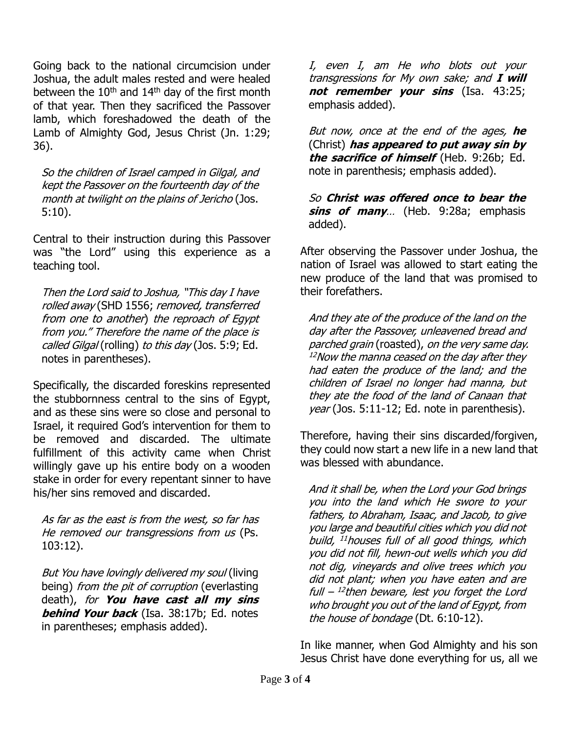Going back to the national circumcision under Joshua, the adult males rested and were healed between the 10th and 14th day of the first month of that year. Then they sacrificed the Passover lamb, which foreshadowed the death of the Lamb of Almighty God, Jesus Christ (Jn. 1:29; 36).

> *So the children of Israel camped in Gilgal, and kept the Passover on the fourteenth day of the month at twilight on the plains of Jericho* (Jos. 5:10).

Central to their instruction during this Passover was "the Lord" using this experience as a teaching tool.

> *Then the Lord said to Joshua, "This day I have rolled away* (SHD 1556; *removed, transferred from one to another*) *the reproach of Egypt from you." Therefore the name of the place is called Gilgal* (rolling) *to this day* (Jos. 5:9; Ed. notes in parentheses).

Specifically, the discarded foreskins represented the stubbornness central to the sins of Egypt, and as these sins were so close and personal to Israel, it required God's intervention for them to be removed and discarded. The ultimate fulfillment of this activity came when Christ willingly gave up his entire body on a wooden stake in order for every repentant sinner to have his/her sins removed and discarded.

> *As far as the east is from the west, so far has He removed our transgressions from us* (Ps. 103:12).

> *But You have lovingly delivered my soul* (living being) *from the pit of corruption* (everlasting death), *for **You have cast all my sins behind Your back*** (Isa. 38:17b; Ed. notes in parentheses; emphasis added).

> *I, even I, am He who blots out your transgressions for My own sake; and **I will not remember your sins*** (Isa. 43:25; emphasis added).

> *But now, once at the end of the ages, **he*** (Christ) ***has appeared to put away sin by the sacrifice of himself*** (Heb. 9:26b; Ed. note in parenthesis; emphasis added).

> *So **Christ was offered once to bear the sins of many**…* (Heb. 9:28a; emphasis added).

After observing the Passover under Joshua, the nation of Israel was allowed to start eating the new produce of the land that was promised to their forefathers.

> *And they ate of the produce of the land on the day after the Passover, unleavened bread and parched grain* (roasted), *on the very same day. [12]Now the manna ceased on the day after they had eaten the produce of the land; and the children of Israel no longer had manna, but they ate the food of the land of Canaan that year* (Jos. 5:11-12; Ed. note in parenthesis).

Therefore, having their sins discarded/forgiven, they could now start a new life in a new land that was blessed with abundance.

> *And it shall be, when the Lord your God brings you into the land which He swore to your fathers, to Abraham, Isaac, and Jacob, to give you large and beautiful cities which you did not build, [11]houses full of all good things, which you did not fill, hewn-out wells which you did not dig, vineyards and olive trees which you did not plant; when you have eaten and are full – [12]then beware, lest you forget the Lord who brought you out of the land of Egypt, from the house of bondage* (Dt. 6:10-12).

In like manner, when God Almighty and his son Jesus Christ have done everything for us, all we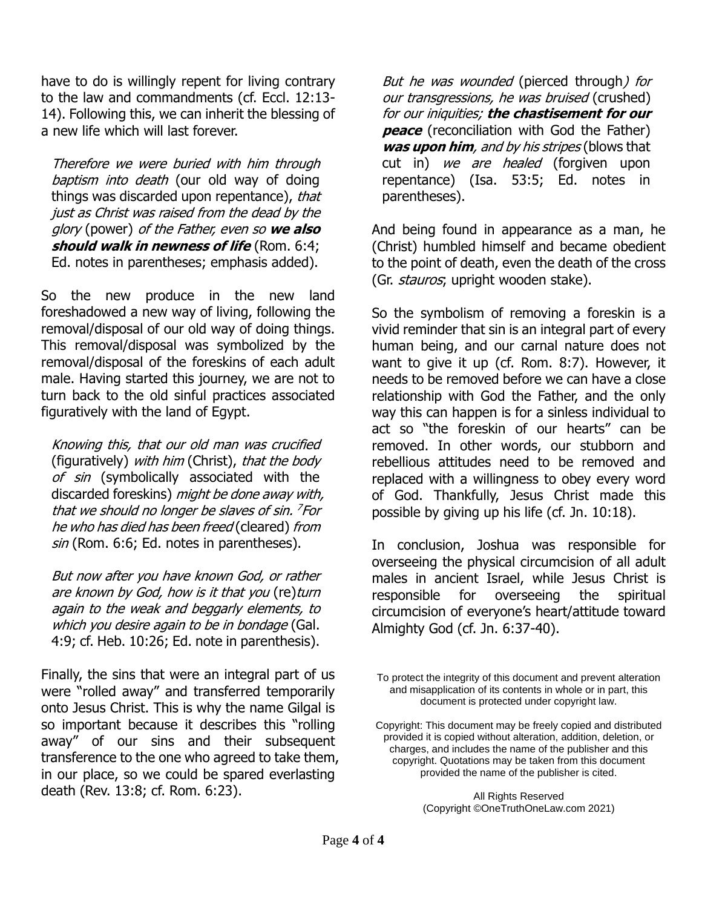have to do is willingly repent for living contrary to the law and commandments (cf. Eccl. 12:13-14). Following this, we can inherit the blessing of a new life which will last forever.

> *Therefore we were buried with him through baptism into death* (our old way of doing things was discarded upon repentance), *that just as Christ was raised from the dead by the glory* (power) *of the Father, even so* ***we also should walk in newness of life*** (Rom. 6:4; Ed. notes in parentheses; emphasis added).

So the new produce in the new land foreshadowed a new way of living, following the removal/disposal of our old way of doing things. This removal/disposal was symbolized by the removal/disposal of the foreskins of each adult male. Having started this journey, we are not to turn back to the old sinful practices associated figuratively with the land of Egypt.

> *Knowing this, that our old man was crucified* (figuratively) *with him* (Christ), *that the body of sin* (symbolically associated with the discarded foreskins) *might be done away with, that we should no longer be slaves of sin.* [7] *For he who has died has been freed* (cleared) *from sin* (Rom. 6:6; Ed. notes in parentheses).

> *But now after you have known God, or rather are known by God, how is it that you* (re)*turn again to the weak and beggarly elements, to which you desire again to be in bondage* (Gal. 4:9; cf. Heb. 10:26; Ed. note in parenthesis).

Finally, the sins that were an integral part of us were "rolled away" and transferred temporarily onto Jesus Christ. This is why the name Gilgal is so important because it describes this "rolling away" of our sins and their subsequent transference to the one who agreed to take them, in our place, so we could be spared everlasting death (Rev. 13:8; cf. Rom. 6:23).

> *But he was wounded* (pierced through*) for our transgressions, he was bruised* (crushed) *for our iniquities;* ***the chastisement for our peace*** (reconciliation with God the Father) ***was upon him****, and by his stripes* (blows that cut in) *we are healed* (forgiven upon repentance) (Isa. 53:5; Ed. notes in parentheses).

And being found in appearance as a man, he (Christ) humbled himself and became obedient to the point of death, even the death of the cross (Gr. *stauros*; upright wooden stake).

So the symbolism of removing a foreskin is a vivid reminder that sin is an integral part of every human being, and our carnal nature does not want to give it up (cf. Rom. 8:7). However, it needs to be removed before we can have a close relationship with God the Father, and the only way this can happen is for a sinless individual to act so "the foreskin of our hearts" can be removed. In other words, our stubborn and rebellious attitudes need to be removed and replaced with a willingness to obey every word of God. Thankfully, Jesus Christ made this possible by giving up his life (cf. Jn. 10:18).

In conclusion, Joshua was responsible for overseeing the physical circumcision of all adult males in ancient Israel, while Jesus Christ is responsible for overseeing the spiritual circumcision of everyone's heart/attitude toward Almighty God (cf. Jn. 6:37-40).

To protect the integrity of this document and prevent alteration and misapplication of its contents in whole or in part, this document is protected under copyright law.

Copyright: This document may be freely copied and distributed provided it is copied without alteration, addition, deletion, or charges, and includes the name of the publisher and this copyright. Quotations may be taken from this document provided the name of the publisher is cited.

All Rights Reserved
(Copyright ©OneTruthOneLaw.com 2021)